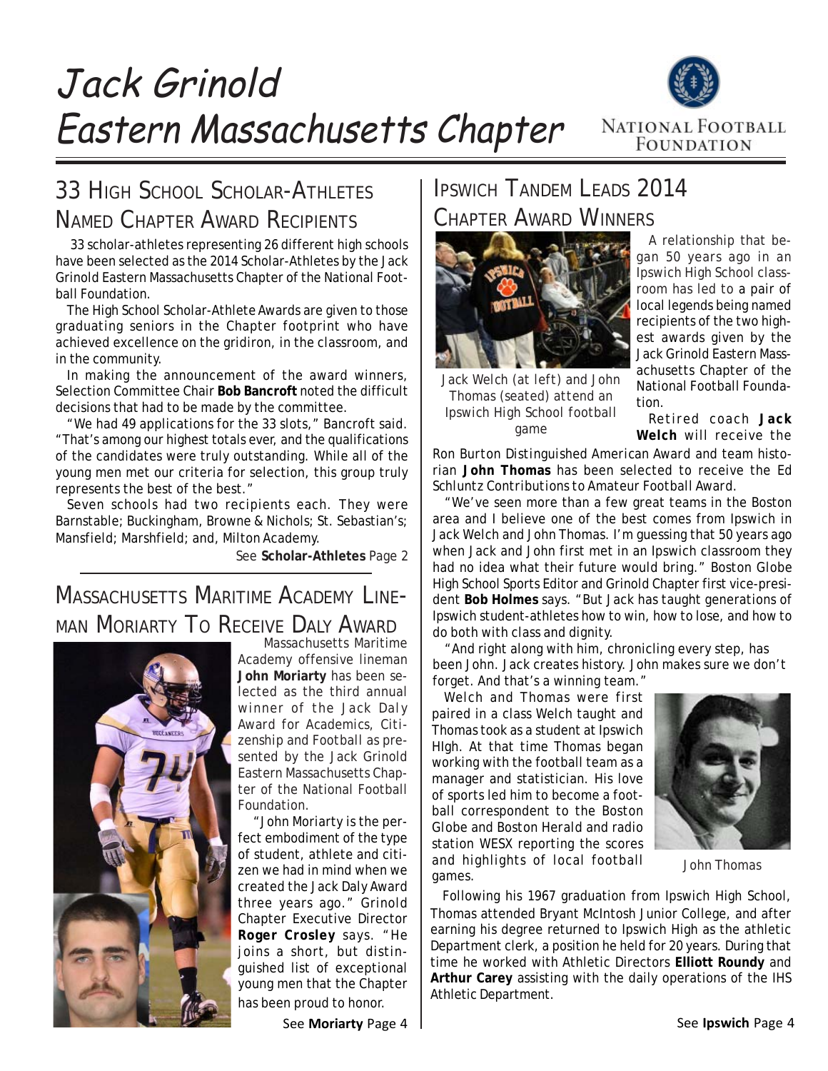# Jack Grinold Eastern Massachusetts Chapter

NATIONAL FOOTBALL FOUNDATION

## 33 High School Scholar-Athletes Named Chapter Award Recipients

33 scholar-athletes representing 26 different high schools have been selected as the 2014 Scholar-Athletes by the Jack Grinold Eastern Massachusetts Chapter of the National Football Foundation.

The High School Scholar-Athlete Awards are given to those graduating seniors in the Chapter footprint who have achieved excellence on the gridiron, in the classroom, and in the community.

In making the announcement of the award winners, Selection Committee Chair **Bob Bancroft** noted the difficult decisions that had to be made by the committee.

"We had 49 applications for the 33 slots," Bancroft said. "That's among our highest totals ever, and the qualifications of the candidates were truly outstanding. While all of the young men met our criteria for selection, this group truly represents the best of the best."

Seven schools had two recipients each. They were Barnstable; Buckingham, Browne & Nichols; St. Sebastian's; Mansfield; Marshfield; and, Milton Academy.

See **Scholar-Athletes** Page 2

## Massachusetts Maritime Academy Lineman Moriarty To Receive Daly Award

Massachusetts Maritime Academy offensive lineman **John Moriarty** has been selected as the third annual winner of the Jack Daly Award for Academics, Citizenship and Football as presented by the Jack Grinold Eastern Massachusetts Chapter of the National Football Foundation.

"John Moriarty is the perfect embodiment of the type of student, athlete and citizen we had in mind when we created the Jack Daly Award three years ago." Grinold Chapter Executive Director **Roger Crosley** says. "He joins a short, but distinguished list of exceptional young men that the Chapter has been proud to honor.

See **Moriarty** Page 4

## Ipswich Tandem Leads 2014 Chapter Award Winners

Jack Welch (at left) and John Thomas (seated) attend an Ipswich High School football game

A relationship that began 50 years ago in an Ipswich High School classroom has led to a pair of local legends being named recipients of the two highest awards given by the Jack Grinold Eastern Massachusetts Chapter of the National Football Foundation.

Retired coach **Jack Welch** will receive the Ron Burton Distinguished American Award and team historian **John Thomas** has been selected to receive the Ed Schluntz Contributions to Amateur Football Award.

"We've seen more than a few great teams in the Boston area and I believe one of the best comes from Ipswich in Jack Welch and John Thomas. I'm guessing that 50 years ago when Jack and John first met in an Ipswich classroom they had no idea what their future would bring." Boston Globe High School Sports Editor and Grinold Chapter first vice-president **Bob Holmes** says. "But Jack has taught generations of Ipswich student-athletes how to win, how to lose, and how to do both with class and dignity.

"And right along with him, chronicling every step, has been John. Jack creates history. John makes sure we don't forget. And that's a winning team."

Welch and Thomas were first paired in a class Welch taught and Thomas took as a student at Ipswich HIgh. At that time Thomas began working with the football team as a manager and statistician. His love of sports led him to become a football correspondent to the Boston Globe and Boston Herald and radio station WESX reporting the scores and highlights of local football games.

John Thomas

Following his 1967 graduation from Ipswich High School, Thomas attended Bryant McIntosh Junior College, and after earning his degree returned to Ipswich High as the athletic Department clerk, a position he held for 20 years. During that time he worked with Athletic Directors **Elliott Roundy** and **Arthur Carey** assisting with the daily operations of the IHS Athletic Department.

See **Ipswich** Page 4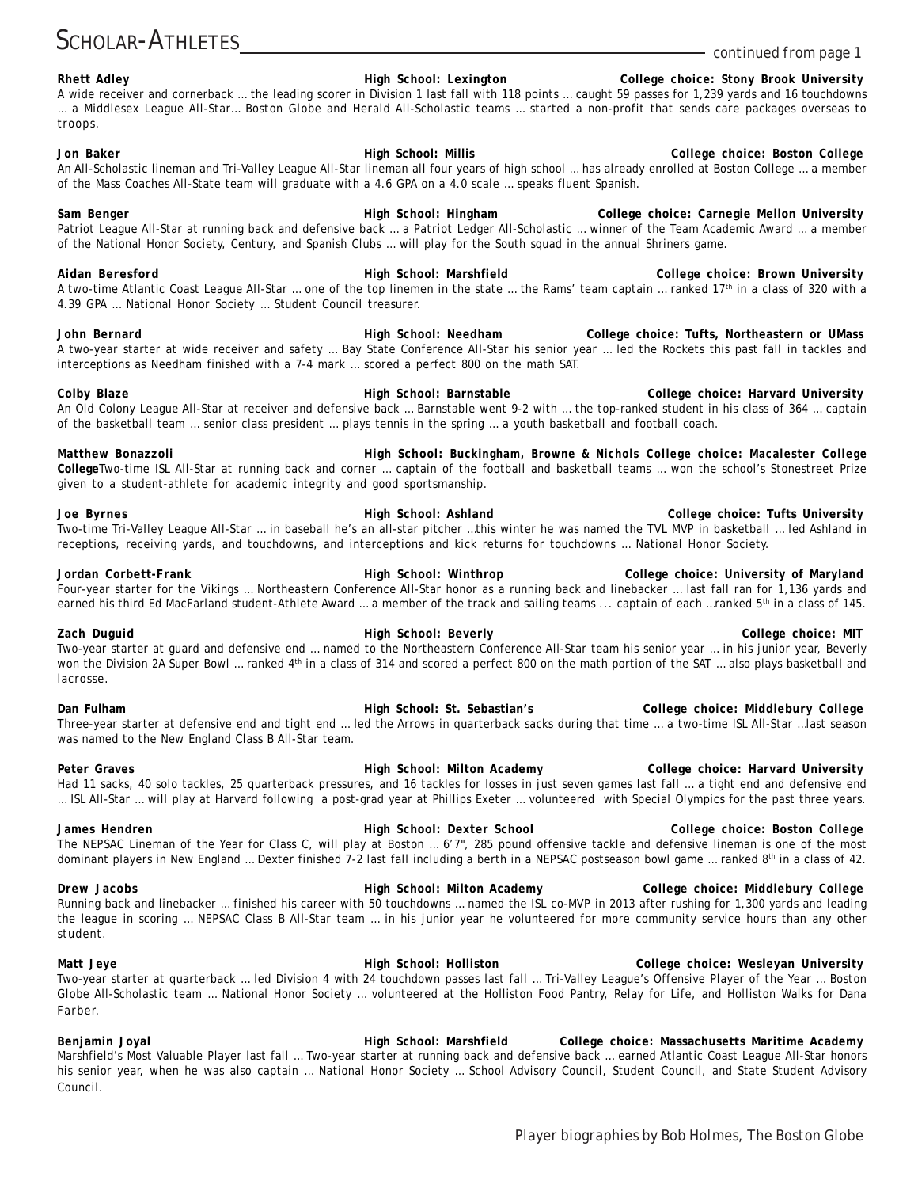# Scholar-Athletes

*continued from page 1*

**Rhett Adley** — **High School: Lexington** — **College choice: Stony Brook University**
A wide receiver and cornerback … the leading scorer in Division 1 last fall with 118 points … caught 59 passes for 1,239 yards and 16 touchdowns … a Middlesex League All-Star… Boston Globe and Herald All-Scholastic teams … started a non-profit that sends care packages overseas to troops.

**Jon Baker** — **High School: Millis** — **College choice: Boston College**
An All-Scholastic lineman and Tri-Valley League All-Star lineman all four years of high school … has already enrolled at Boston College … a member of the Mass Coaches All-State team will graduate with a 4.6 GPA on a 4.0 scale … speaks fluent Spanish.

**Sam Benger** — **High School: Hingham** — **College choice: Carnegie Mellon University**
Patriot League All-Star at running back and defensive back … a Patriot Ledger All-Scholastic … winner of the Team Academic Award … a member of the National Honor Society, Century, and Spanish Clubs … will play for the South squad in the annual Shriners game.

**Aidan Beresford** — **High School: Marshfield** — **College choice: Brown University**
A two-time Atlantic Coast League All-Star … one of the top linemen in the state … the Rams' team captain … ranked 17th in a class of 320 with a 4.39 GPA … National Honor Society … Student Council treasurer.

**John Bernard** — **High School: Needham** — **College choice: Tufts, Northeastern or UMass**
A two-year starter at wide receiver and safety … Bay State Conference All-Star his senior year … led the Rockets this past fall in tackles and interceptions as Needham finished with a 7-4 mark … scored a perfect 800 on the math SAT.

**Colby Blaze** — **High School: Barnstable** — **College choice: Harvard University**
An Old Colony League All-Star at receiver and defensive back … Barnstable went 9-2 with … the top-ranked student in his class of 364 … captain of the basketball team … senior class president … plays tennis in the spring … a youth basketball and football coach.

**Matthew Bonazzoli** — **High School: Buckingham, Browne & Nichols** — **College choice: Macalester College**
Two-time ISL All-Star at running back and corner … captain of the football and basketball teams … won the school's Stonestreet Prize given to a student-athlete for academic integrity and good sportsmanship.

**Joe Byrnes** — **High School: Ashland** — **College choice: Tufts University**
Two-time Tri-Valley League All-Star … in baseball he's an all-star pitcher …this winter he was named the TVL MVP in basketball … led Ashland in receptions, receiving yards, and touchdowns, and interceptions and kick returns for touchdowns … National Honor Society.

**Jordan Corbett-Frank** — **High School: Winthrop** — **College choice: University of Maryland**
Four-year starter for the Vikings … Northeastern Conference All-Star honor as a running back and linebacker … last fall ran for 1,136 yards and earned his third Ed MacFarland student-Athlete Award … a member of the track and sailing teams ... captain of each …ranked 5th in a class of 145.

**Zach Duguid** — **High School: Beverly** — **College choice: MIT**
Two-year starter at guard and defensive end … named to the Northeastern Conference All-Star team his senior year … in his junior year, Beverly won the Division 2A Super Bowl … ranked 4th in a class of 314 and scored a perfect 800 on the math portion of the SAT … also plays basketball and lacrosse.

**Dan Fulham** — **High School: St. Sebastian's** — **College choice: Middlebury College**
Three-year starter at defensive end and tight end … led the Arrows in quarterback sacks during that time … a two-time ISL All-Star …last season was named to the New England Class B All-Star team.

**Peter Graves** — **High School: Milton Academy** — **College choice: Harvard University**
Had 11 sacks, 40 solo tackles, 25 quarterback pressures, and 16 tackles for losses in just seven games last fall … a tight end and defensive end … ISL All-Star … will play at Harvard following a post-grad year at Phillips Exeter … volunteered with Special Olympics for the past three years.

**James Hendren** — **High School: Dexter School** — **College choice: Boston College**
The NEPSAC Lineman of the Year for Class C, will play at Boston … 6'7", 285 pound offensive tackle and defensive lineman is one of the most dominant players in New England … Dexter finished 7-2 last fall including a berth in a NEPSAC postseason bowl game … ranked 8th in a class of 42.

**Drew Jacobs** — **High School: Milton Academy** — **College choice: Middlebury College**
Running back and linebacker … finished his career with 50 touchdowns … named the ISL co-MVP in 2013 after rushing for 1,300 yards and leading the league in scoring … NEPSAC Class B All-Star team … in his junior year he volunteered for more community service hours than any other student.

**Matt Jeye** — **High School: Holliston** — **College choice: Wesleyan University**
Two-year starter at quarterback … led Division 4 with 24 touchdown passes last fall … Tri-Valley League's Offensive Player of the Year … Boston Globe All-Scholastic team … National Honor Society … volunteered at the Holliston Food Pantry, Relay for Life, and Holliston Walks for Dana Farber.

**Benjamin Joyal** — **High School: Marshfield** — **College choice: Massachusetts Maritime Academy**
Marshfield's Most Valuable Player last fall … Two-year starter at running back and defensive back … earned Atlantic Coast League All-Star honors his senior year, when he was also captain … National Honor Society … School Advisory Council, Student Council, and State Student Advisory Council.

*Player biographies by Bob Holmes, The Boston Globe*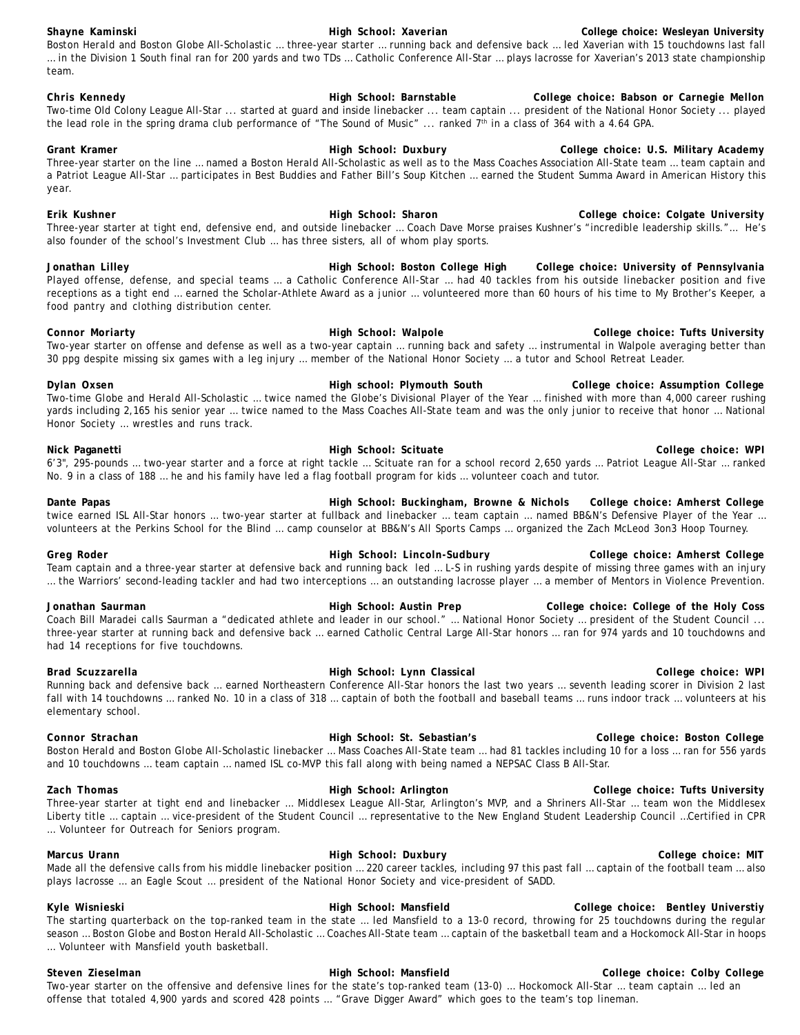**Shayne Kaminski** **High School: Xaverian** **College choice: Wesleyan University**
Boston Herald and Boston Globe All-Scholastic … three-year starter … running back and defensive back … led Xaverian with 15 touchdowns last fall … in the Division 1 South final ran for 200 yards and two TDs … Catholic Conference All-Star … plays lacrosse for Xaverian's 2013 state championship team.

**Chris Kennedy** **High School: Barnstable** **College choice: Babson or Carnegie Mellon**
Two-time Old Colony League All-Star ... started at guard and inside linebacker ... team captain ... president of the National Honor Society ... played the lead role in the spring drama club performance of "The Sound of Music" ... ranked 7th in a class of 364 with a 4.64 GPA.

**Grant Kramer** **High School: Duxbury** **College choice: U.S. Military Academy**
Three-year starter on the line … named a Boston Herald All-Scholastic as well as to the Mass Coaches Association All-State team … team captain and a Patriot League All-Star … participates in Best Buddies and Father Bill's Soup Kitchen … earned the Student Summa Award in American History this year.

**Erik Kushner** **High School: Sharon** **College choice: Colgate University**
Three-year starter at tight end, defensive end, and outside linebacker … Coach Dave Morse praises Kushner's "incredible leadership skills."… He's also founder of the school's Investment Club … has three sisters, all of whom play sports.

**Jonathan Lilley** **High School: Boston College High** **College choice: University of Pennsylvania**
Played offense, defense, and special teams … a Catholic Conference All-Star … had 40 tackles from his outside linebacker position and five receptions as a tight end … earned the Scholar-Athlete Award as a junior … volunteered more than 60 hours of his time to My Brother's Keeper, a food pantry and clothing distribution center.

**Connor Moriarty** **High School: Walpole** **College choice: Tufts University**
Two-year starter on offense and defense as well as a two-year captain … running back and safety … instrumental in Walpole averaging better than 30 ppg despite missing six games with a leg injury … member of the National Honor Society … a tutor and School Retreat Leader.

**Dylan Oxsen** **High school: Plymouth South** **College choice: Assumption College**
Two-time Globe and Herald All-Scholastic … twice named the Globe's Divisional Player of the Year … finished with more than 4,000 career rushing yards including 2,165 his senior year … twice named to the Mass Coaches All-State team and was the only junior to receive that honor … National Honor Society … wrestles and runs track.

**Nick Paganetti** **High School: Scituate** **College choice: WPI**
6'3", 295-pounds … two-year starter and a force at right tackle … Scituate ran for a school record 2,650 yards … Patriot League All-Star … ranked No. 9 in a class of 188 … he and his family have led a flag football program for kids … volunteer coach and tutor.

**Dante Papas** **High School: Buckingham, Browne & Nichols** **College choice: Amherst College**
twice earned ISL All-Star honors … two-year starter at fullback and linebacker … team captain … named BB&N's Defensive Player of the Year … volunteers at the Perkins School for the Blind … camp counselor at BB&N's All Sports Camps … organized the Zach McLeod 3on3 Hoop Tourney.

**Greg Roder** **High School: Lincoln-Sudbury** **College choice: Amherst College**
Team captain and a three-year starter at defensive back and running back led … L-S in rushing yards despite of missing three games with an injury … the Warriors' second-leading tackler and had two interceptions … an outstanding lacrosse player … a member of Mentors in Violence Prevention.

**Jonathan Saurman** **High School: Austin Prep** **College choice: College of the Holy Coss**
Coach Bill Maradei calls Saurman a "dedicated athlete and leader in our school." … National Honor Society … president of the Student Council ... three-year starter at running back and defensive back … earned Catholic Central Large All-Star honors … ran for 974 yards and 10 touchdowns and had 14 receptions for five touchdowns.

**Brad Scuzzarella** **High School: Lynn Classical** **College choice: WPI**
Running back and defensive back … earned Northeastern Conference All-Star honors the last two years … seventh leading scorer in Division 2 last fall with 14 touchdowns … ranked No. 10 in a class of 318 … captain of both the football and baseball teams … runs indoor track … volunteers at his elementary school.

**Connor Strachan** **High School: St. Sebastian's** **College choice: Boston College**
Boston Herald and Boston Globe All-Scholastic linebacker … Mass Coaches All-State team … had 81 tackles including 10 for a loss … ran for 556 yards and 10 touchdowns … team captain … named ISL co-MVP this fall along with being named a NEPSAC Class B All-Star.

**Zach Thomas** **High School: Arlington** **College choice: Tufts University**
Three-year starter at tight end and linebacker … Middlesex League All-Star, Arlington's MVP, and a Shriners All-Star … team won the Middlesex Liberty title … captain … vice-president of the Student Council … representative to the New England Student Leadership Council …Certified in CPR … Volunteer for Outreach for Seniors program.

**Marcus Urann** **High School: Duxbury** **College choice: MIT**
Made all the defensive calls from his middle linebacker position … 220 career tackles, including 97 this past fall … captain of the football team … also plays lacrosse … an Eagle Scout … president of the National Honor Society and vice-president of SADD.

**Kyle Wisnieski** **High School: Mansfield** **College choice: Bentley Universtiy**
The starting quarterback on the top-ranked team in the state … led Mansfield to a 13-0 record, throwing for 25 touchdowns during the regular season … Boston Globe and Boston Herald All-Scholastic … Coaches All-State team … captain of the basketball team and a Hockomock All-Star in hoops … Volunteer with Mansfield youth basketball.

**Steven Zieselman** **High School: Mansfield** **College choice: Colby College**
Two-year starter on the offensive and defensive lines for the state's top-ranked team (13-0) … Hockomock All-Star … team captain … led an offense that totaled 4,900 yards and scored 428 points … "Grave Digger Award" which goes to the team's top lineman.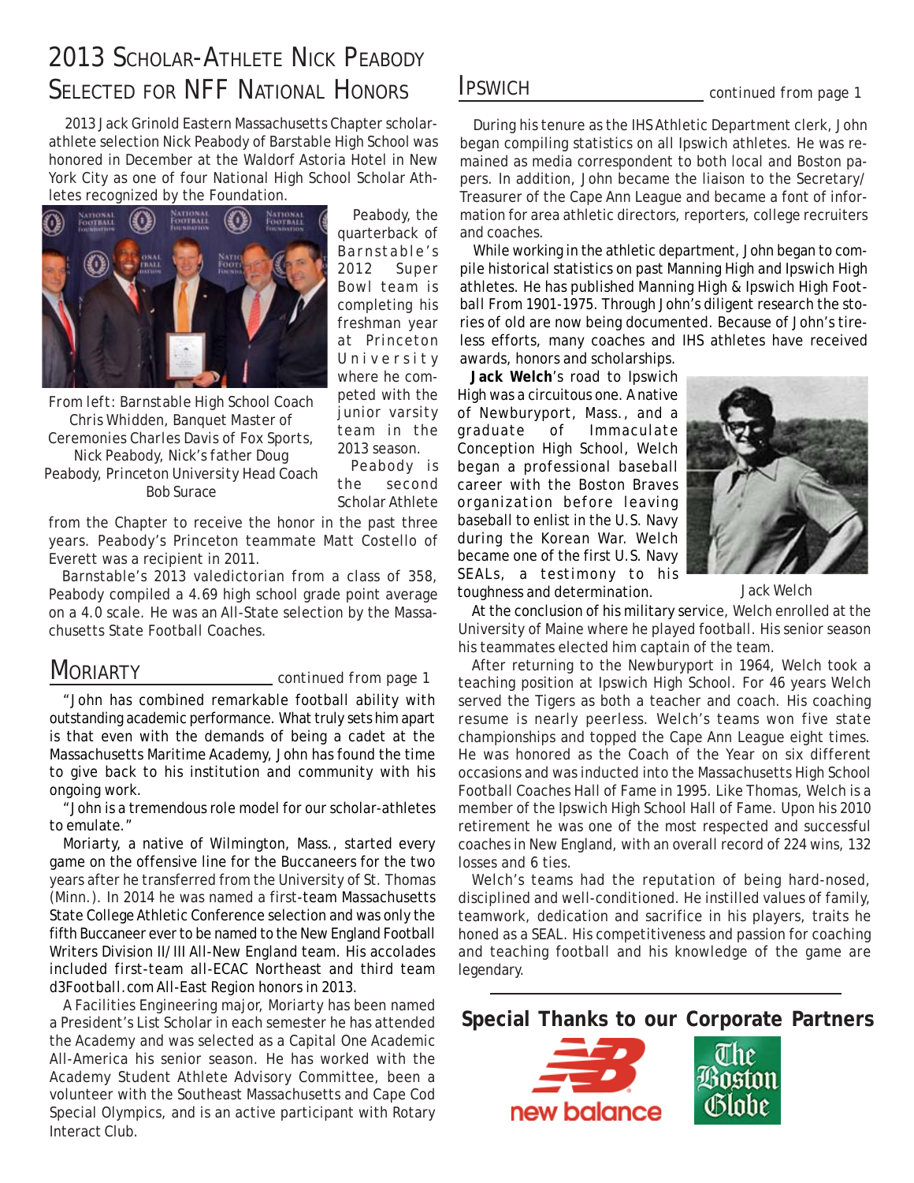## 2013 Scholar-Athlete Nick Peabody Selected for NFF National Honors

2013 Jack Grinold Eastern Massachusetts Chapter scholar-athlete selection Nick Peabody of Barstable High School was honored in December at the Waldorf Astoria Hotel in New York City as one of four National High School Scholar Athletes recognized by the Foundation.

From left: Barnstable High School Coach Chris Whidden, Banquet Master of Ceremonies Charles Davis of Fox Sports, Nick Peabody, Nick's father Doug Peabody, Princeton University Head Coach Bob Surace

Peabody, the quarterback of Barnstable's 2012 Super Bowl team is completing his freshman year at Princeton University where he competed with the junior varsity team in the 2013 season.

Peabody is the second Scholar Athlete from the Chapter to receive the honor in the past three years. Peabody's Princeton teammate Matt Costello of Everett was a recipient in 2011.

Barnstable's 2013 valedictorian from a class of 358, Peabody compiled a 4.69 high school grade point average on a 4.0 scale. He was an All-State selection by the Massachusetts State Football Coaches.

## Moriarty

continued from page 1

"John has combined remarkable football ability with outstanding academic performance. What truly sets him apart is that even with the demands of being a cadet at the Massachusetts Maritime Academy, John has found the time to give back to his institution and community with his ongoing work.

"John is a tremendous role model for our scholar-athletes to emulate."

Moriarty, a native of Wilmington, Mass., started every game on the offensive line for the Buccaneers for the two years after he transferred from the University of St. Thomas (Minn.). In 2014 he was named a first-team Massachusetts State College Athletic Conference selection and was only the fifth Buccaneer ever to be named to the New England Football Writers Division II/III All-New England team. His accolades included first-team all-ECAC Northeast and third team d3Football.com All-East Region honors in 2013.

A Facilities Engineering major, Moriarty has been named a President's List Scholar in each semester he has attended the Academy and was selected as a Capital One Academic All-America his senior season. He has worked with the Academy Student Athlete Advisory Committee, been a volunteer with the Southeast Massachusetts and Cape Cod Special Olympics, and is an active participant with Rotary Interact Club.

## Ipswich

continued from page 1

During his tenure as the IHS Athletic Department clerk, John began compiling statistics on all Ipswich athletes. He was remained as media correspondent to both local and Boston papers. In addition, John became the liaison to the Secretary/Treasurer of the Cape Ann League and became a font of information for area athletic directors, reporters, college recruiters and coaches.

While working in the athletic department, John began to compile historical statistics on past Manning High and Ipswich High athletes. He has published Manning High & Ipswich High Football From 1901-1975. Through John's diligent research the stories of old are now being documented. Because of John's tireless efforts, many coaches and IHS athletes have received awards, honors and scholarships.

**Jack Welch**'s road to Ipswich High was a circuitous one. A native of Newburyport, Mass., and a graduate of Immaculate Conception High School, Welch began a professional baseball career with the Boston Braves organization before leaving baseball to enlist in the U.S. Navy during the Korean War. Welch became one of the first U.S. Navy SEALs, a testimony to his toughness and determination.

Jack Welch

At the conclusion of his military service, Welch enrolled at the University of Maine where he played football. His senior season his teammates elected him captain of the team.

After returning to the Newburyport in 1964, Welch took a teaching position at Ipswich High School. For 46 years Welch served the Tigers as both a teacher and coach. His coaching resume is nearly peerless. Welch's teams won five state championships and topped the Cape Ann League eight times. He was honored as the Coach of the Year on six different occasions and was inducted into the Massachusetts High School Football Coaches Hall of Fame in 1995. Like Thomas, Welch is a member of the Ipswich High School Hall of Fame. Upon his 2010 retirement he was one of the most respected and successful coaches in New England, with an overall record of 224 wins, 132 losses and 6 ties.

Welch's teams had the reputation of being hard-nosed, disciplined and well-conditioned. He instilled values of family, teamwork, dedication and sacrifice in his players, traits he honed as a SEAL. His competitiveness and passion for coaching and teaching football and his knowledge of the game are legendary.

---

**Special Thanks to our Corporate Partners**

new balance

The Boston Globe